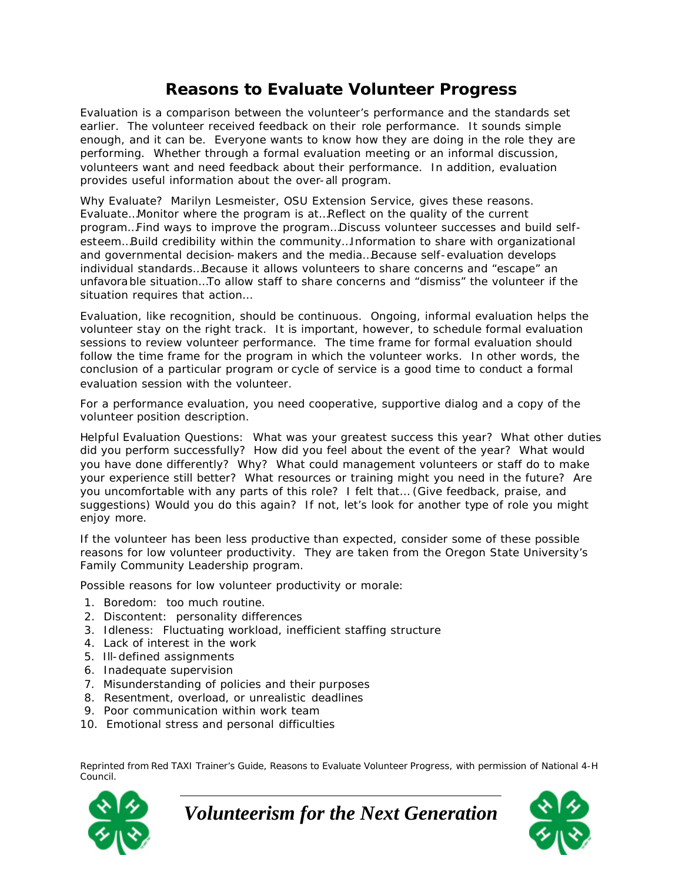# Reasons to Evaluate Volunteer Progress

Evaluation is a comparison between the volunteer's performance and the standards set earlier. The volunteer received feedback on their role performance. It sounds simple enough, and it can be. Everyone wants to know how they are doing in the role they are performing. Whether through a formal evaluation meeting or an informal discussion, volunteers want and need feedback about their performance. In addition, evaluation provides useful information about the over-all program.

Why Evaluate? Marilyn Lesmeister, OSU Extension Service, gives these reasons. Evaluate…Monitor where the program is at…Reflect on the quality of the current program…Find ways to improve the program…Discuss volunteer successes and build self-esteem…Build credibility within the community…Information to share with organizational and governmental decision-makers and the media…Because self-evaluation develops individual standards…Because it allows volunteers to share concerns and "escape" an unfavorable situation…To allow staff to share concerns and "dismiss" the volunteer if the situation requires that action…

Evaluation, like recognition, should be continuous. Ongoing, informal evaluation helps the volunteer stay on the right track. It is important, however, to schedule formal evaluation sessions to review volunteer performance. The time frame for formal evaluation should follow the time frame for the program in which the volunteer works. In other words, the conclusion of a particular program or cycle of service is a good time to conduct a formal evaluation session with the volunteer.

For a performance evaluation, you need cooperative, supportive dialog and a copy of the volunteer position description.

Helpful Evaluation Questions: What was your greatest success this year? What other duties did you perform successfully? How did you feel about the event of the year? What would you have done differently? Why? What could management volunteers or staff do to make your experience still better? What resources or training might you need in the future? Are you uncomfortable with any parts of this role? I felt that… (Give feedback, praise, and suggestions) Would you do this again? If not, let's look for another type of role you might enjoy more.

If the volunteer has been less productive than expected, consider some of these possible reasons for low volunteer productivity. They are taken from the Oregon State University's Family Community Leadership program.

Possible reasons for low volunteer productivity or morale:

1. Boredom: too much routine.
2. Discontent: personality differences
3. Idleness: Fluctuating workload, inefficient staffing structure
4. Lack of interest in the work
5. Ill-defined assignments
6. Inadequate supervision
7. Misunderstanding of policies and their purposes
8. Resentment, overload, or unrealistic deadlines
9. Poor communication within work team
10. Emotional stress and personal difficulties

Reprinted from Red TAXI Trainer's Guide, Reasons to Evaluate Volunteer Progress, with permission of National 4-H Council.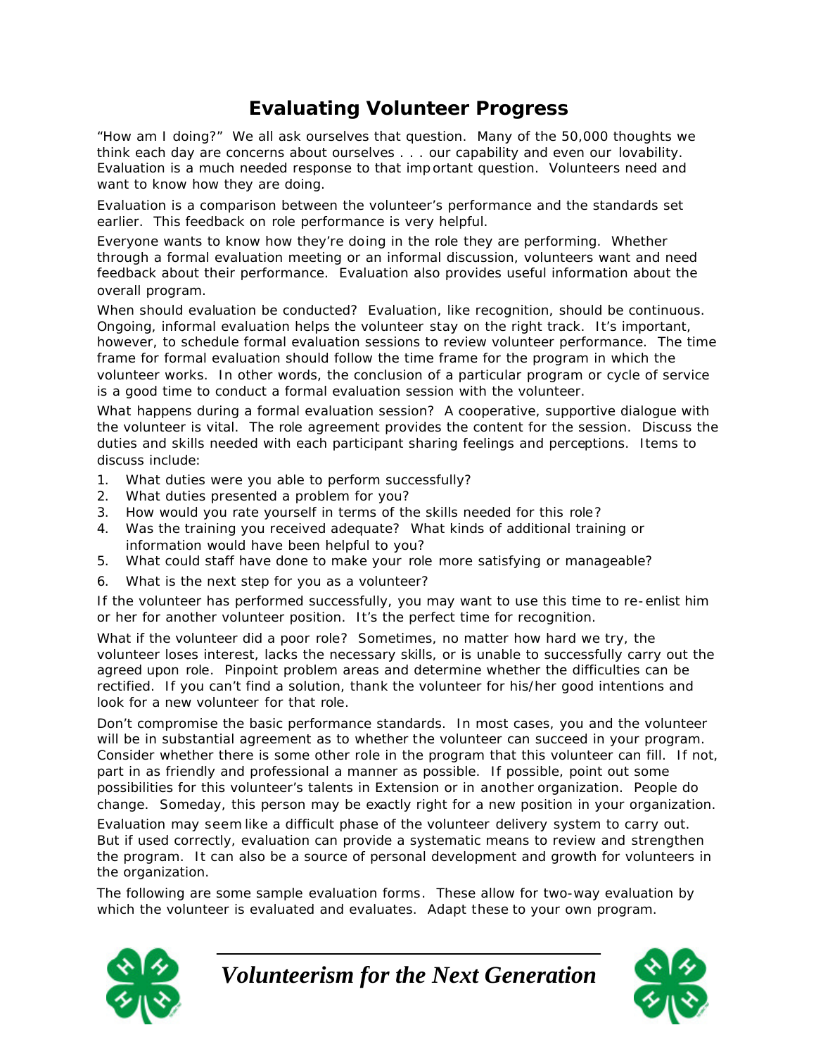# Evaluating Volunteer Progress

"How am I doing?" We all ask ourselves that question. Many of the 50,000 thoughts we think each day are concerns about ourselves . . . our capability and even our lovability. Evaluation is a much needed response to that important question. Volunteers need and want to know how they are doing.

Evaluation is a comparison between the volunteer's performance and the standards set earlier. This feedback on role performance is very helpful.

Everyone wants to know how they're doing in the role they are performing. Whether through a formal evaluation meeting or an informal discussion, volunteers want and need feedback about their performance. Evaluation also provides useful information about the overall program.

When should evaluation be conducted? Evaluation, like recognition, should be continuous. Ongoing, informal evaluation helps the volunteer stay on the right track. It's important, however, to schedule formal evaluation sessions to review volunteer performance. The time frame for formal evaluation should follow the time frame for the program in which the volunteer works. In other words, the conclusion of a particular program or cycle of service is a good time to conduct a formal evaluation session with the volunteer.

What happens during a formal evaluation session? A cooperative, supportive dialogue with the volunteer is vital. The role agreement provides the content for the session. Discuss the duties and skills needed with each participant sharing feelings and perceptions. Items to discuss include:

1. What duties were you able to perform successfully?
2. What duties presented a problem for you?
3. How would you rate yourself in terms of the skills needed for this role?
4. Was the training you received adequate? What kinds of additional training or information would have been helpful to you?
5. What could staff have done to make your role more satisfying or manageable?
6. What is the next step for you as a volunteer?

If the volunteer has performed successfully, you may want to use this time to re-enlist him or her for another volunteer position. It's the perfect time for recognition.

What if the volunteer did a poor role? Sometimes, no matter how hard we try, the volunteer loses interest, lacks the necessary skills, or is unable to successfully carry out the agreed upon role. Pinpoint problem areas and determine whether the difficulties can be rectified. If you can't find a solution, thank the volunteer for his/her good intentions and look for a new volunteer for that role.

Don't compromise the basic performance standards. In most cases, you and the volunteer will be in substantial agreement as to whether the volunteer can succeed in your program. Consider whether there is some other role in the program that this volunteer can fill. If not, part in as friendly and professional a manner as possible. If possible, point out some possibilities for this volunteer's talents in Extension or in another organization. People do change. Someday, this person may be exactly right for a new position in your organization.

Evaluation may seem like a difficult phase of the volunteer delivery system to carry out. But if used correctly, evaluation can provide a systematic means to review and strengthen the program. It can also be a source of personal development and growth for volunteers in the organization.

The following are some sample evaluation forms. These allow for two-way evaluation by which the volunteer is evaluated and evaluates. Adapt these to your own program.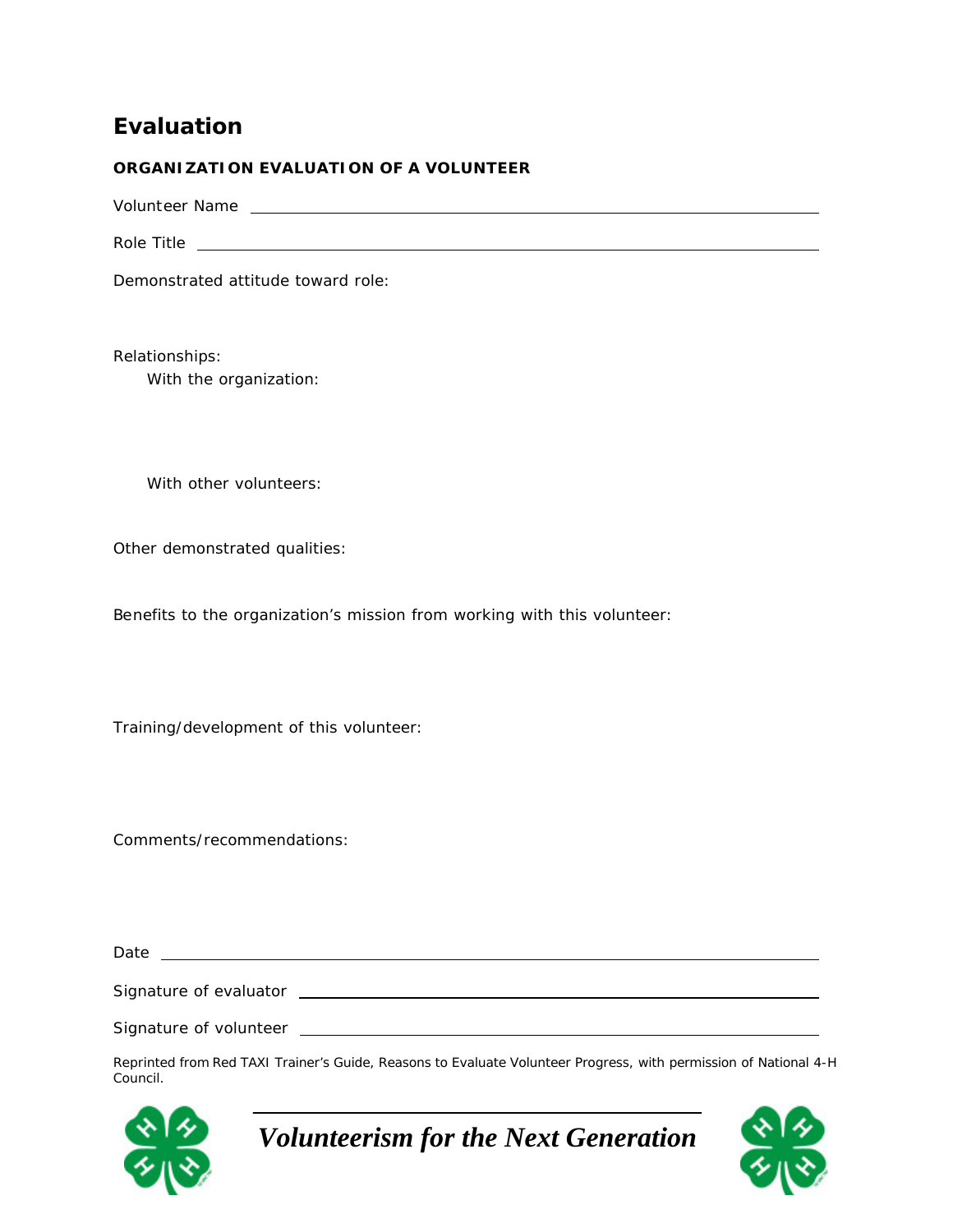# Evaluation

**ORGANIZATION EVALUATION OF A VOLUNTEER**

Volunteer Name ____________________________________________

Role Title ____________________________________________

Demonstrated attitude toward role:

Relationships:

With the organization:

With other volunteers:

Other demonstrated qualities:

Benefits to the organization's mission from working with this volunteer:

Training/development of this volunteer:

Comments/recommendations:

Date ____________________________________________

Signature of evaluator ____________________________________________

Signature of volunteer ____________________________________________

Reprinted from Red TAXI Trainer's Guide, Reasons to Evaluate Volunteer Progress, with permission of National 4-H Council.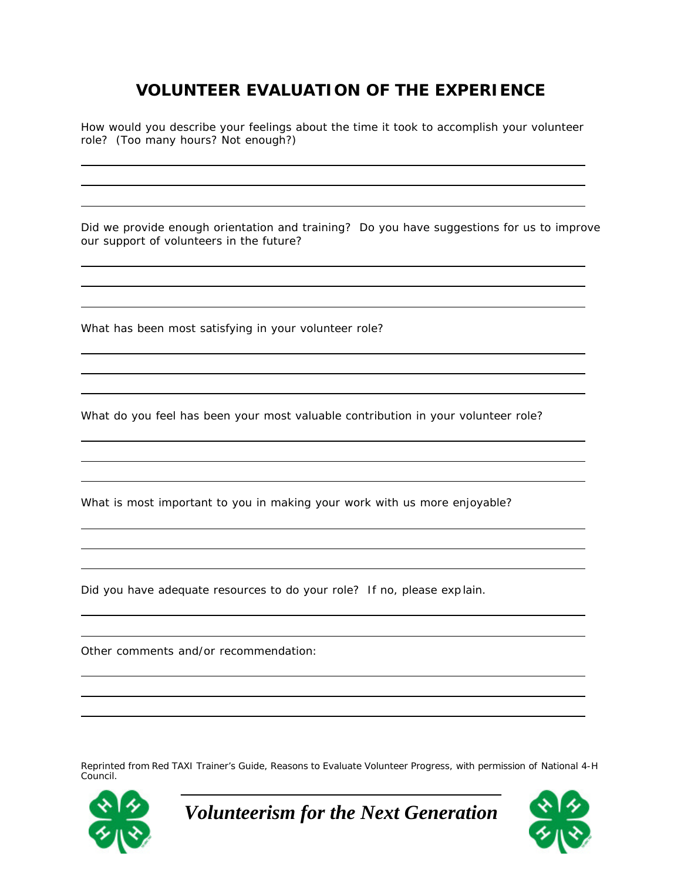# VOLUNTEER EVALUATION OF THE EXPERIENCE

How would you describe your feelings about the time it took to accomplish your volunteer role? (Too many hours? Not enough?)

Did we provide enough orientation and training? Do you have suggestions for us to improve our support of volunteers in the future?

What has been most satisfying in your volunteer role?

What do you feel has been your most valuable contribution in your volunteer role?

What is most important to you in making your work with us more enjoyable?

Did you have adequate resources to do your role? If no, please explain.

Other comments and/or recommendation:

Reprinted from Red TAXI Trainer's Guide, Reasons to Evaluate Volunteer Progress, with permission of National 4-H Council.

***Volunteerism for the Next Generation***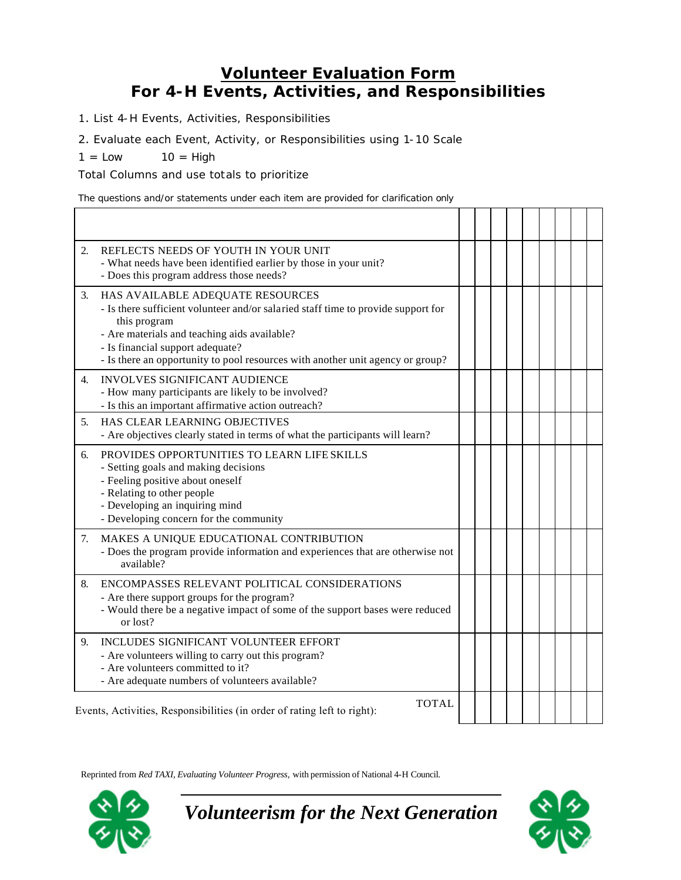# Volunteer Evaluation Form
# For 4-H Events, Activities, and Responsibilities

1. List 4-H Events, Activities, Responsibilities
2. Evaluate each Event, Activity, or Responsibilities using 1-10 Scale

1 = Low 10 = High

Total Columns and use totals to prioritize

The questions and/or statements under each item are provided for clarification only

| | | | | | | | | | |
|---|---|---|---|---|---|---|---|---|---|
| | | | | | | | | | |
| 2. REFLECTS NEEDS OF YOUTH IN YOUR UNIT<br>- What needs have been identified earlier by those in your unit?<br>- Does this program address those needs? | | | | | | | | | |
| 3. HAS AVAILABLE ADEQUATE RESOURCES<br>- Is there sufficient volunteer and/or salaried staff time to provide support for this program<br>- Are materials and teaching aids available?<br>- Is financial support adequate?<br>- Is there an opportunity to pool resources with another unit agency or group? | | | | | | | | | |
| 4. INVOLVES SIGNIFICANT AUDIENCE<br>- How many participants are likely to be involved?<br>- Is this an important affirmative action outreach? | | | | | | | | | |
| 5. HAS CLEAR LEARNING OBJECTIVES<br>- Are objectives clearly stated in terms of what the participants will learn? | | | | | | | | | |
| 6. PROVIDES OPPORTUNITIES TO LEARN LIFE SKILLS<br>- Setting goals and making decisions<br>- Feeling positive about oneself<br>- Relating to other people<br>- Developing an inquiring mind<br>- Developing concern for the community | | | | | | | | | |
| 7. MAKES A UNIQUE EDUCATIONAL CONTRIBUTION<br>- Does the program provide information and experiences that are otherwise not available? | | | | | | | | | |
| 8. ENCOMPASSES RELEVANT POLITICAL CONSIDERATIONS<br>- Are there support groups for the program?<br>- Would there be a negative impact of some of the support bases were reduced or lost? | | | | | | | | | |
| 9. INCLUDES SIGNIFICANT VOLUNTEER EFFORT<br>- Are volunteers willing to carry out this program?<br>- Are volunteers committed to it?<br>- Are adequate numbers of volunteers available? | | | | | | | | | |
| Events, Activities, Responsibilities (in order of rating left to right): TOTAL | | | | | | | | | |

Reprinted from *Red TAXI, Evaluating Volunteer Progress,* with permission of National 4-H Council.

***Volunteerism for the Next Generation***